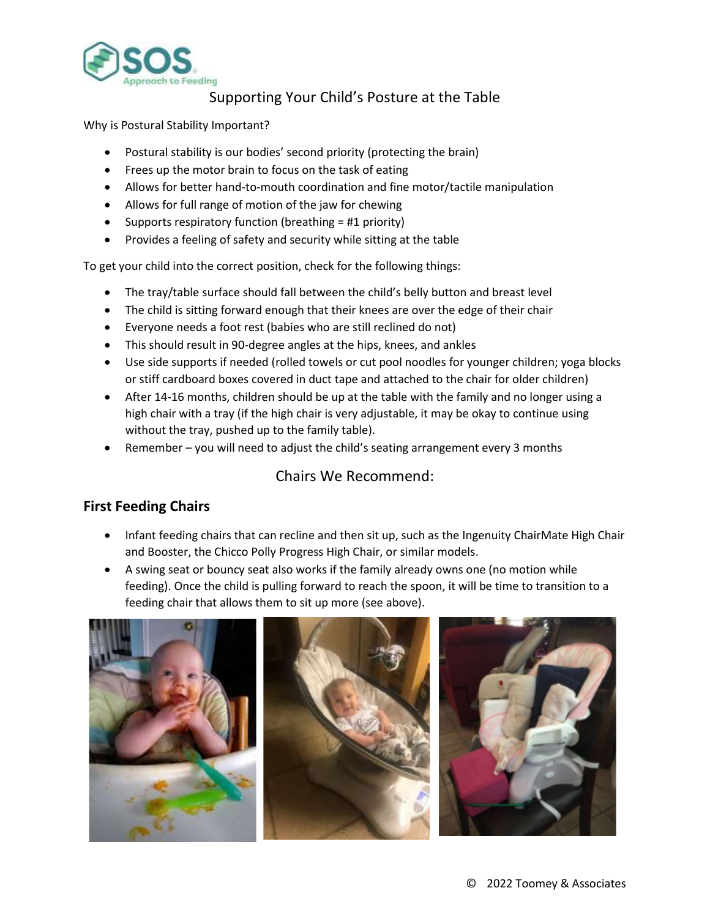# Supporting Your Child's Posture at the Table

Why is Postural Stability Important?

- Postural stability is our bodies' second priority (protecting the brain)
- Frees up the motor brain to focus on the task of eating
- Allows for better hand-to-mouth coordination and fine motor/tactile manipulation
- Allows for full range of motion of the jaw for chewing
- Supports respiratory function (breathing = #1 priority)
- Provides a feeling of safety and security while sitting at the table

To get your child into the correct position, check for the following things:

- The tray/table surface should fall between the child's belly button and breast level
- The child is sitting forward enough that their knees are over the edge of their chair
- Everyone needs a foot rest (babies who are still reclined do not)
- This should result in 90-degree angles at the hips, knees, and ankles
- Use side supports if needed (rolled towels or cut pool noodles for younger children; yoga blocks or stiff cardboard boxes covered in duct tape and attached to the chair for older children)
- After 14-16 months, children should be up at the table with the family and no longer using a high chair with a tray (if the high chair is very adjustable, it may be okay to continue using without the tray, pushed up to the family table).
- Remember – you will need to adjust the child's seating arrangement every 3 months

## Chairs We Recommend:

### First Feeding Chairs

- Infant feeding chairs that can recline and then sit up, such as the Ingenuity ChairMate High Chair and Booster, the Chicco Polly Progress High Chair, or similar models.
- A swing seat or bouncy seat also works if the family already owns one (no motion while feeding). Once the child is pulling forward to reach the spoon, it will be time to transition to a feeding chair that allows them to sit up more (see above).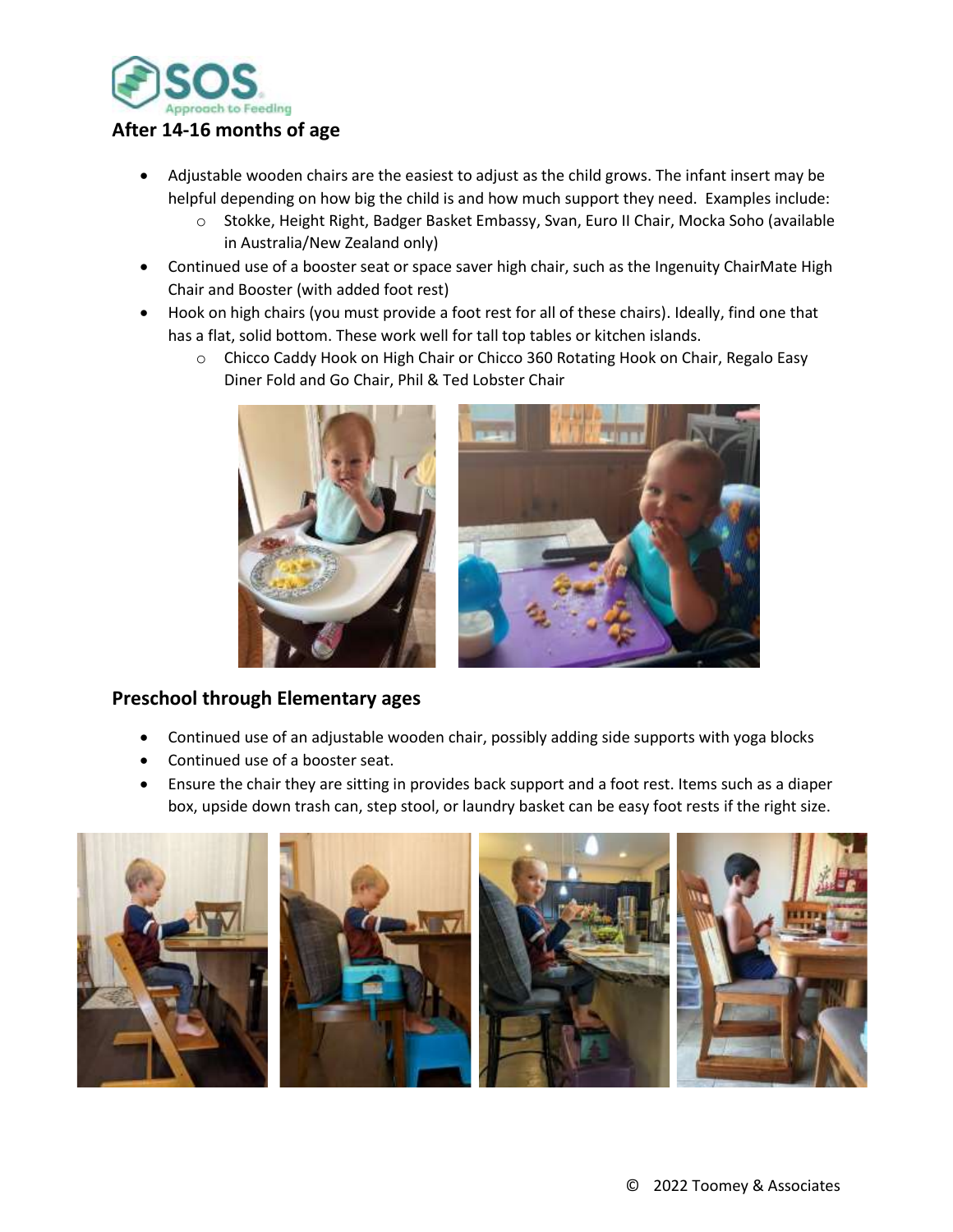## After 14-16 months of age

- Adjustable wooden chairs are the easiest to adjust as the child grows. The infant insert may be helpful depending on how big the child is and how much support they need. Examples include:
    - Stokke, Height Right, Badger Basket Embassy, Svan, Euro II Chair, Mocka Soho (available in Australia/New Zealand only)
- Continued use of a booster seat or space saver high chair, such as the Ingenuity ChairMate High Chair and Booster (with added foot rest)
- Hook on high chairs (you must provide a foot rest for all of these chairs). Ideally, find one that has a flat, solid bottom. These work well for tall top tables or kitchen islands.
    - Chicco Caddy Hook on High Chair or Chicco 360 Rotating Hook on Chair, Regalo Easy Diner Fold and Go Chair, Phil & Ted Lobster Chair

## Preschool through Elementary ages

- Continued use of an adjustable wooden chair, possibly adding side supports with yoga blocks
- Continued use of a booster seat.
- Ensure the chair they are sitting in provides back support and a foot rest. Items such as a diaper box, upside down trash can, step stool, or laundry basket can be easy foot rests if the right size.

© 2022 Toomey & Associates